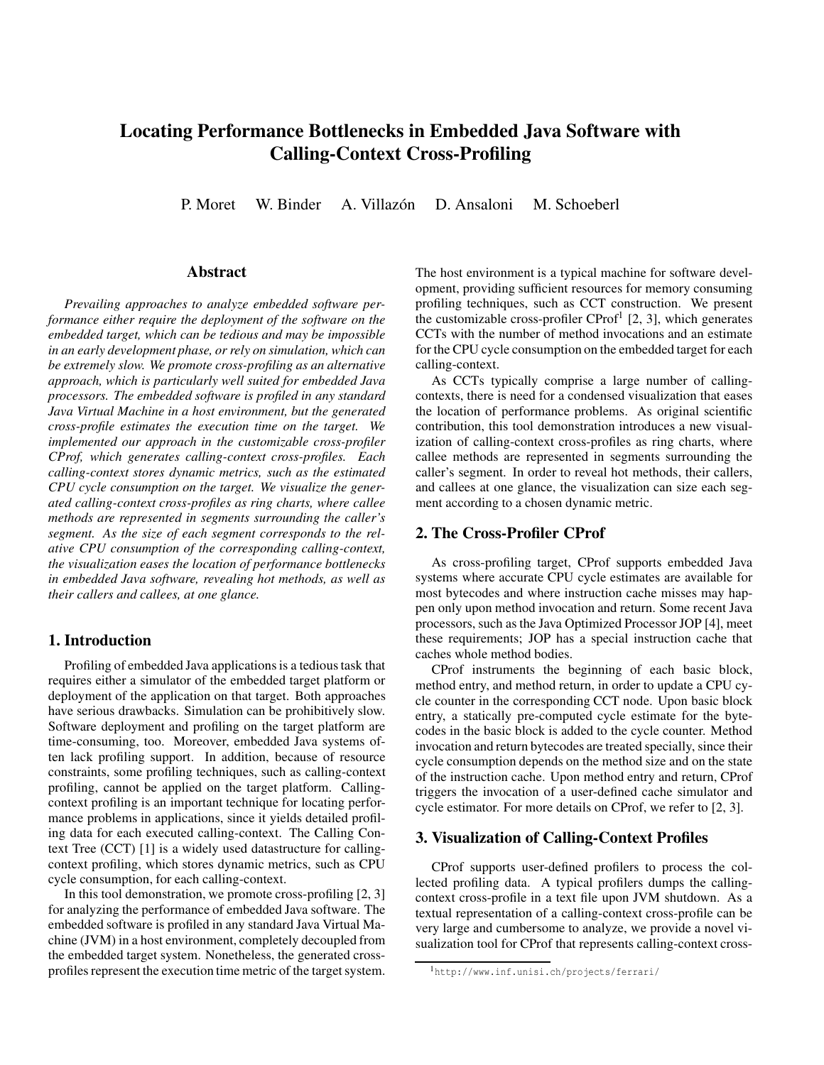# Locating Performance Bottlenecks in Embedded Java Software with Calling-Context Cross-Profiling

P. Moret W. Binder A. Villazón D. Ansaloni M. Schoeberl

## Abstract

*Prevailing approaches to analyze embedded software performance either require the deployment of the software on the embedded target, which can be tedious and may be impossible in an early development phase, or rely on simulation, which can be extremely slow. We promote cross-profiling as an alternative approach, which is particularly well suited for embedded Java processors. The embedded software is profiled in any standard Java Virtual Machine in a host environment, but the generated cross-profile estimates the execution time on the target. We implemented our approach in the customizable cross-profiler CProf, which generates calling-context cross-profiles. Each calling-context stores dynamic metrics, such as the estimated CPU cycle consumption on the target. We visualize the generated calling-context cross-profiles as ring charts, where callee methods are represented in segments surrounding the caller's segment. As the size of each segment corresponds to the relative CPU consumption of the corresponding calling-context, the visualization eases the location of performance bottlenecks in embedded Java software, revealing hot methods, as well as their callers and callees, at one glance.*

## 1. Introduction

Profiling of embedded Java applications is a tedious task that requires either a simulator of the embedded target platform or deployment of the application on that target. Both approaches have serious drawbacks. Simulation can be prohibitively slow. Software deployment and profiling on the target platform are time-consuming, too. Moreover, embedded Java systems often lack profiling support. In addition, because of resource constraints, some profiling techniques, such as calling-context profiling, cannot be applied on the target platform. Calling-context profiling is an important technique for locating performance problems in applications, since it yields detailed profiling data for each executed calling-context. The Calling Context Tree (CCT) [1] is a widely used datastructure for calling-context profiling, which stores dynamic metrics, such as CPU cycle consumption, for each calling-context.

In this tool demonstration, we promote cross-profiling [2, 3] for analyzing the performance of embedded Java software. The embedded software is profiled in any standard Java Virtual Machine (JVM) in a host environment, completely decoupled from the embedded target system. Nonetheless, the generated cross-profiles represent the execution time metric of the target system. The host environment is a typical machine for software development, providing sufficient resources for memory consuming profiling techniques, such as CCT construction. We present the customizable cross-profiler CProf[1] [2, 3], which generates CCTs with the number of method invocations and an estimate for the CPU cycle consumption on the embedded target for each calling-context.

As CCTs typically comprise a large number of calling-contexts, there is need for a condensed visualization that eases the location of performance problems. As original scientific contribution, this tool demonstration introduces a new visualization of calling-context cross-profiles as ring charts, where callee methods are represented in segments surrounding the caller's segment. In order to reveal hot methods, their callers, and callees at one glance, the visualization can size each segment according to a chosen dynamic metric.

## 2. The Cross-Profiler CProf

As cross-profiling target, CProf supports embedded Java systems where accurate CPU cycle estimates are available for most bytecodes and where instruction cache misses may happen only upon method invocation and return. Some recent Java processors, such as the Java Optimized Processor JOP [4], meet these requirements; JOP has a special instruction cache that caches whole method bodies.

CProf instruments the beginning of each basic block, method entry, and method return, in order to update a CPU cycle counter in the corresponding CCT node. Upon basic block entry, a statically pre-computed cycle estimate for the bytecodes in the basic block is added to the cycle counter. Method invocation and return bytecodes are treated specially, since their cycle consumption depends on the method size and on the state of the instruction cache. Upon method entry and return, CProf triggers the invocation of a user-defined cache simulator and cycle estimator. For more details on CProf, we refer to [2, 3].

## 3. Visualization of Calling-Context Profiles

CProf supports user-defined profilers to process the collected profiling data. A typical profilers dumps the calling-context cross-profile in a text file upon JVM shutdown. As a textual representation of a calling-context cross-profile can be very large and cumbersome to analyze, we provide a novel visualization tool for CProf that represents calling-context cross-

[1] http://www.inf.unisi.ch/projects/ferrari/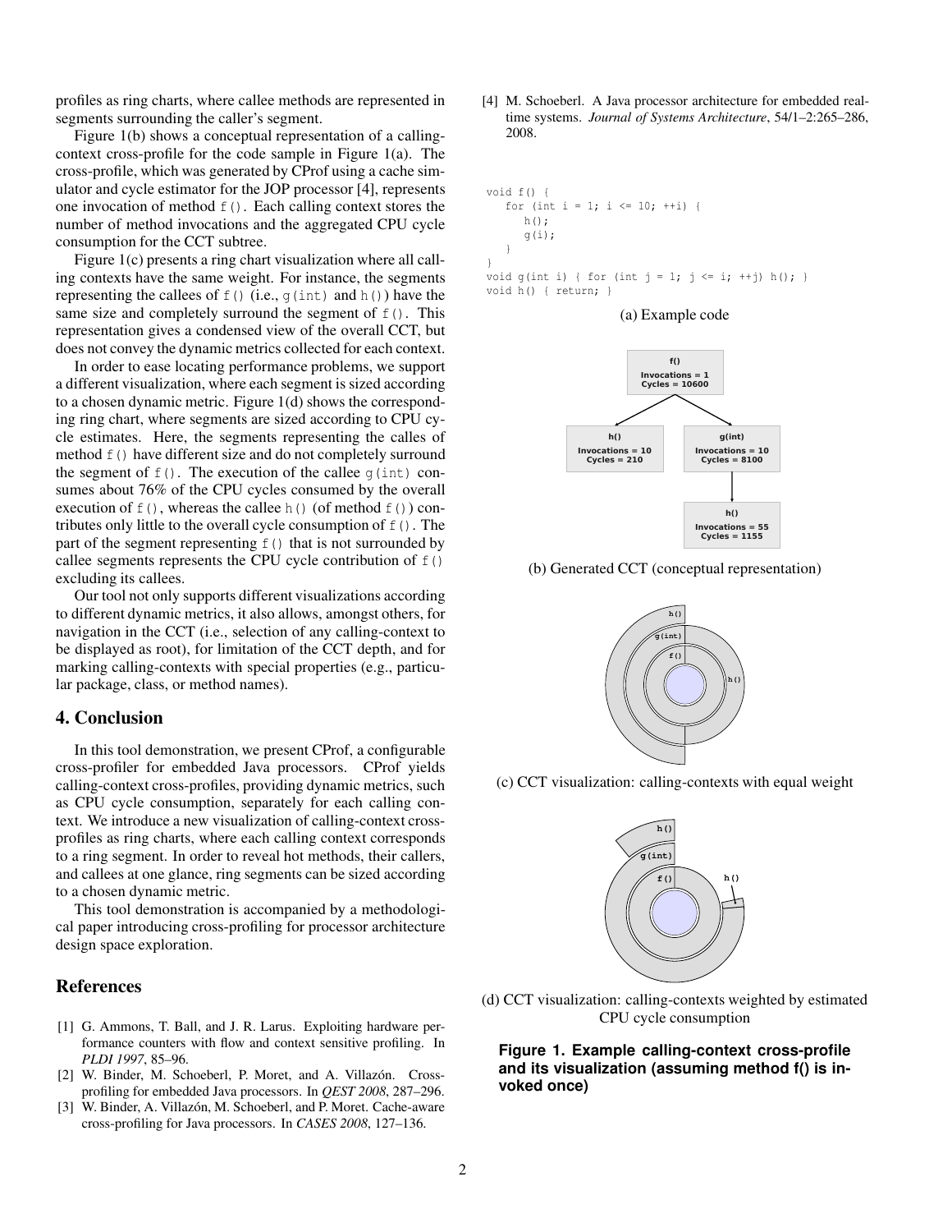profiles as ring charts, where callee methods are represented in segments surrounding the caller's segment.

Figure 1(b) shows a conceptual representation of a calling-context cross-profile for the code sample in Figure 1(a). The cross-profile, which was generated by CProf using a cache simulator and cycle estimator for the JOP processor [4], represents one invocation of method `f()`. Each calling context stores the number of method invocations and the aggregated CPU cycle consumption for the CCT subtree.

Figure 1(c) presents a ring chart visualization where all calling contexts have the same weight. For instance, the segments representing the callees of `f()` (i.e., `g(int)` and `h()`) have the same size and completely surround the segment of `f()`. This representation gives a condensed view of the overall CCT, but does not convey the dynamic metrics collected for each context.

In order to ease locating performance problems, we support a different visualization, where each segment is sized according to a chosen dynamic metric. Figure 1(d) shows the corresponding ring chart, where segments are sized according to CPU cycle estimates. Here, the segments representing the calles of method `f()` have different size and do not completely surround the segment of `f()`. The execution of the callee `g(int)` consumes about 76% of the CPU cycles consumed by the overall execution of `f()`, whereas the callee `h()` (of method `f()`) contributes only little to the overall cycle consumption of `f()`. The part of the segment representing `f()` that is not surrounded by callee segments represents the CPU cycle contribution of `f()` excluding its callees.

Our tool not only supports different visualizations according to different dynamic metrics, it also allows, amongst others, for navigation in the CCT (i.e., selection of any calling-context to be displayed as root), for limitation of the CCT depth, and for marking calling-contexts with special properties (e.g., particular package, class, or method names).

## 4. Conclusion

In this tool demonstration, we present CProf, a configurable cross-profiler for embedded Java processors. CProf yields calling-context cross-profiles, providing dynamic metrics, such as CPU cycle consumption, separately for each calling context. We introduce a new visualization of calling-context cross-profiles as ring charts, where each calling context corresponds to a ring segment. In order to reveal hot methods, their callers, and callees at one glance, ring segments can be sized according to a chosen dynamic metric.

This tool demonstration is accompanied by a methodological paper introducing cross-profiling for processor architecture design space exploration.

## References

[1] G. Ammons, T. Ball, and J. R. Larus. Exploiting hardware performance counters with flow and context sensitive profiling. In *PLDI 1997*, 85–96.

[2] W. Binder, M. Schoeberl, P. Moret, and A. Villazón. Cross-profiling for embedded Java processors. In *QEST 2008*, 287–296.

[3] W. Binder, A. Villazón, M. Schoeberl, and P. Moret. Cache-aware cross-profiling for Java processors. In *CASES 2008*, 127–136.

[4] M. Schoeberl. A Java processor architecture for embedded real-time systems. *Journal of Systems Architecture*, 54/1–2:265–286, 2008.

```
void f() {
   for (int i = 1; i <= 10; ++i) {
      h();
      g(i);
   }
}
void g(int i) { for (int j = 1; j <= i; ++j) h(); }
void h() { return; }
```

(a) Example code

f()
Invocations = 1
Cycles = 10600

h()
Invocations = 10
Cycles = 210

g(int)
Invocations = 10
Cycles = 8100

h()
Invocations = 55
Cycles = 1155

(b) Generated CCT (conceptual representation)

h()
g(int)
f()
h()

(c) CCT visualization: calling-contexts with equal weight

h()
g(int)
f()
h()

(d) CCT visualization: calling-contexts weighted by estimated CPU cycle consumption

**Figure 1. Example calling-context cross-profile and its visualization (assuming method f() is invoked once)**